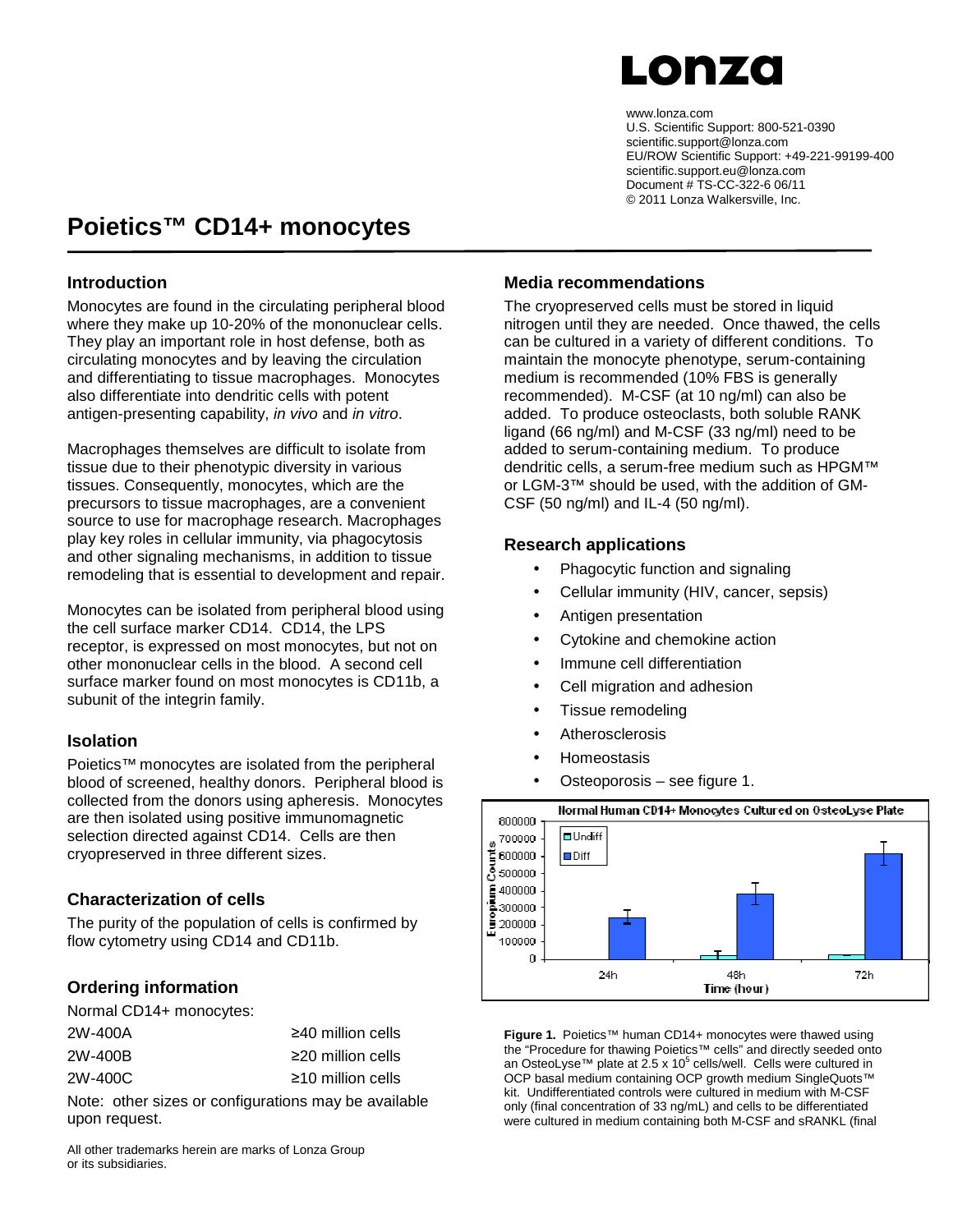Lonza

www.lonza.com
U.S. Scientific Support: 800-521-0390
scientific.support@lonza.com
EU/ROW Scientific Support: +49-221-99199-400
scientific.support.eu@lonza.com
Document # TS-CC-322-6 06/11
© 2011 Lonza Walkersville, Inc.

# Poietics™ CD14+ monocytes

## Introduction

Monocytes are found in the circulating peripheral blood where they make up 10-20% of the mononuclear cells. They play an important role in host defense, both as circulating monocytes and by leaving the circulation and differentiating to tissue macrophages. Monocytes also differentiate into dendritic cells with potent antigen-presenting capability, *in vivo* and *in vitro*.

Macrophages themselves are difficult to isolate from tissue due to their phenotypic diversity in various tissues. Consequently, monocytes, which are the precursors to tissue macrophages, are a convenient source to use for macrophage research. Macrophages play key roles in cellular immunity, via phagocytosis and other signaling mechanisms, in addition to tissue remodeling that is essential to development and repair.

Monocytes can be isolated from peripheral blood using the cell surface marker CD14. CD14, the LPS receptor, is expressed on most monocytes, but not on other mononuclear cells in the blood. A second cell surface marker found on most monocytes is CD11b, a subunit of the integrin family.

## Isolation

Poietics™ monocytes are isolated from the peripheral blood of screened, healthy donors. Peripheral blood is collected from the donors using apheresis. Monocytes are then isolated using positive immunomagnetic selection directed against CD14. Cells are then cryopreserved in three different sizes.

## Characterization of cells

The purity of the population of cells is confirmed by flow cytometry using CD14 and CD11b.

## Ordering information

Normal CD14+ monocytes:

| | |
|---|---|
| 2W-400A | ≥40 million cells |
| 2W-400B | ≥20 million cells |
| 2W-400C | ≥10 million cells |

Note: other sizes or configurations may be available upon request.

All other trademarks herein are marks of Lonza Group or its subsidiaries.

## Media recommendations

The cryopreserved cells must be stored in liquid nitrogen until they are needed. Once thawed, the cells can be cultured in a variety of different conditions. To maintain the monocyte phenotype, serum-containing medium is recommended (10% FBS is generally recommended). M-CSF (at 10 ng/ml) can also be added. To produce osteoclasts, both soluble RANK ligand (66 ng/ml) and M-CSF (33 ng/ml) need to be added to serum-containing medium. To produce dendritic cells, a serum-free medium such as HPGM™ or LGM-3™ should be used, with the addition of GM-CSF (50 ng/ml) and IL-4 (50 ng/ml).

## Research applications

- Phagocytic function and signaling
- Cellular immunity (HIV, cancer, sepsis)
- Antigen presentation
- Cytokine and chemokine action
- Immune cell differentiation
- Cell migration and adhesion
- Tissue remodeling
- Atherosclerosis
- Homeostasis
- Osteoporosis – see figure 1.

**Normal Human CD14+ Monocytes Cultured on OsteoLyse Plate**

**Figure 1.** Poietics™ human CD14+ monocytes were thawed using the "Procedure for thawing Poietics™ cells" and directly seeded onto an OsteoLyse™ plate at $2.5 \times 10^5$ cells/well. Cells were cultured in OCP basal medium containing OCP growth medium SingleQuots™ kit. Undifferentiated controls were cultured in medium with M-CSF only (final concentration of 33 ng/mL) and cells to be differentiated were cultured in medium containing both M-CSF and sRANKL (final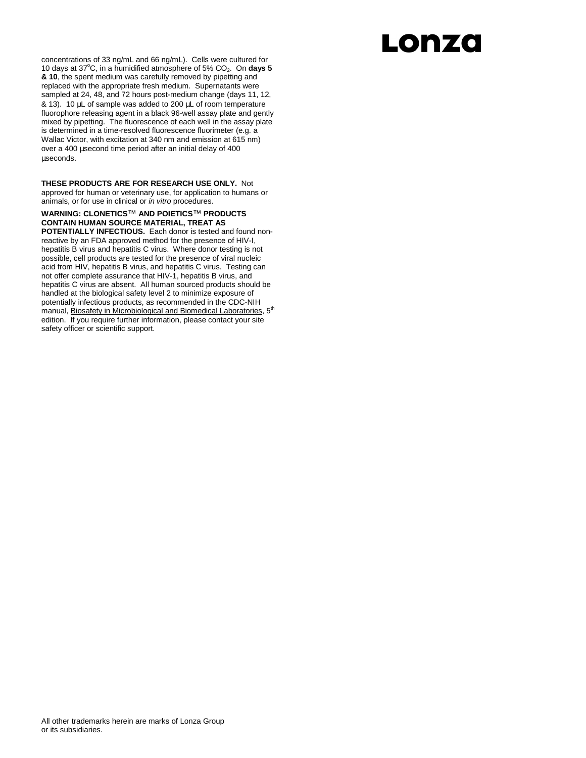concentrations of 33 ng/mL and 66 ng/mL). Cells were cultured for 10 days at 37°C, in a humidified atmosphere of 5% $CO_2$. On **days 5 & 10**, the spent medium was carefully removed by pipetting and replaced with the appropriate fresh medium. Supernatants were sampled at 24, 48, and 72 hours post-medium change (days 11, 12, & 13). 10 µL of sample was added to 200 µL of room temperature fluorophore releasing agent in a black 96-well assay plate and gently mixed by pipetting. The fluorescence of each well in the assay plate is determined in a time-resolved fluorescence fluorimeter (e.g. a Wallac Victor, with excitation at 340 nm and emission at 615 nm) over a 400 µsecond time period after an initial delay of 400 µseconds.

**THESE PRODUCTS ARE FOR RESEARCH USE ONLY.** Not approved for human or veterinary use, for application to humans or animals, or for use in clinical or *in vitro* procedures.

**WARNING: CLONETICS™ AND POIETICS™ PRODUCTS CONTAIN HUMAN SOURCE MATERIAL, TREAT AS POTENTIALLY INFECTIOUS.** Each donor is tested and found non-reactive by an FDA approved method for the presence of HIV-I, hepatitis B virus and hepatitis C virus. Where donor testing is not possible, cell products are tested for the presence of viral nucleic acid from HIV, hepatitis B virus, and hepatitis C virus. Testing can not offer complete assurance that HIV-1, hepatitis B virus, and hepatitis C virus are absent. All human sourced products should be handled at the biological safety level 2 to minimize exposure of potentially infectious products, as recommended in the CDC-NIH manual, Biosafety in Microbiological and Biomedical Laboratories, 5th edition. If you require further information, please contact your site safety officer or scientific support.

All other trademarks herein are marks of Lonza Group or its subsidiaries.